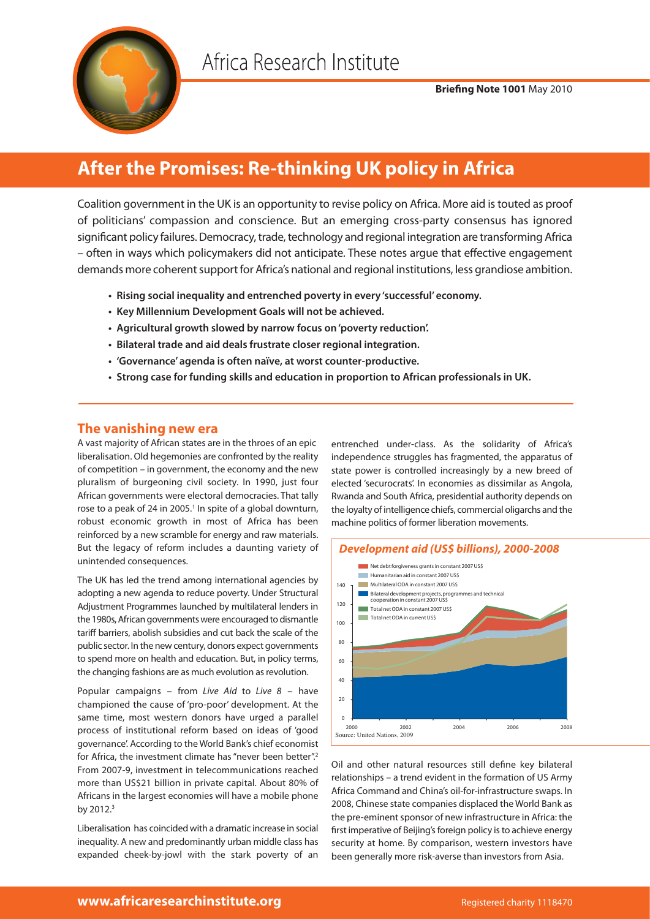Africa Research Institute

**Briefing Note 1001** May 2010

# After the Promises: Re-thinking UK policy in Africa

Coalition government in the UK is an opportunity to revise policy on Africa. More aid is touted as proof of politicians' compassion and conscience. But an emerging cross-party consensus has ignored significant policy failures. Democracy, trade, technology and regional integration are transforming Africa – often in ways which policymakers did not anticipate. These notes argue that effective engagement demands more coherent support for Africa's national and regional institutions, less grandiose ambition.

- **Rising social inequality and entrenched poverty in every 'successful' economy.**
- **Key Millennium Development Goals will not be achieved.**
- **Agricultural growth slowed by narrow focus on 'poverty reduction'.**
- **Bilateral trade and aid deals frustrate closer regional integration.**
- **'Governance' agenda is often naïve, at worst counter-productive.**
- **Strong case for funding skills and education in proportion to African professionals in UK.**

## The vanishing new era

A vast majority of African states are in the throes of an epic liberalisation. Old hegemonies are confronted by the reality of competition – in government, the economy and the new pluralism of burgeoning civil society. In 1990, just four African governments were electoral democracies. That tally rose to a peak of 24 in 2005.[1] In spite of a global downturn, robust economic growth in most of Africa has been reinforced by a new scramble for energy and raw materials. But the legacy of reform includes a daunting variety of unintended consequences.

The UK has led the trend among international agencies by adopting a new agenda to reduce poverty. Under Structural Adjustment Programmes launched by multilateral lenders in the 1980s, African governments were encouraged to dismantle tariff barriers, abolish subsidies and cut back the scale of the public sector. In the new century, donors expect governments to spend more on health and education. But, in policy terms, the changing fashions are as much evolution as revolution.

Popular campaigns – from *Live Aid* to *Live 8* – have championed the cause of 'pro-poor' development. At the same time, most western donors have urged a parallel process of institutional reform based on ideas of 'good governance'. According to the World Bank's chief economist for Africa, the investment climate has "never been better".[2] From 2007-9, investment in telecommunications reached more than US$21 billion in private capital. About 80% of Africans in the largest economies will have a mobile phone by 2012.[3]

Liberalisation has coincided with a dramatic increase in social inequality. A new and predominantly urban middle class has expanded cheek-by-jowl with the stark poverty of an entrenched under-class. As the solidarity of Africa's independence struggles has fragmented, the apparatus of state power is controlled increasingly by a new breed of elected 'securocrats'. In economies as dissimilar as Angola, Rwanda and South Africa, presidential authority depends on the loyalty of intelligence chiefs, commercial oligarchs and the machine politics of former liberation movements.

***Development aid (US$ billions), 2000-2008***

Net debt forgiveness grants in constant 2007 US$
Humanitarian aid in constant 2007 US$
Multilateral ODA in constant 2007 US$
Bilateral development projects, programmes and technical cooperation in constant 2007 US$
Total net ODA in constant 2007 US$
Total net ODA in current US$

Source: United Nations, 2009

Oil and other natural resources still define key bilateral relationships – a trend evident in the formation of US Army Africa Command and China's oil-for-infrastructure swaps. In 2008, Chinese state companies displaced the World Bank as the pre-eminent sponsor of new infrastructure in Africa: the first imperative of Beijing's foreign policy is to achieve energy security at home. By comparison, western investors have been generally more risk-averse than investors from Asia.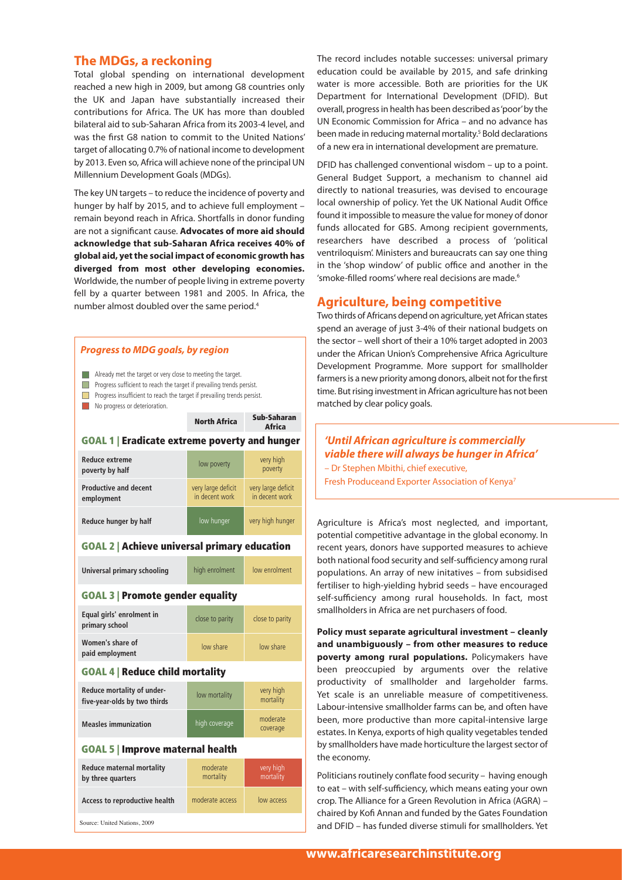## The MDGs, a reckoning

Total global spending on international development reached a new high in 2009, but among G8 countries only the UK and Japan have substantially increased their contributions for Africa. The UK has more than doubled bilateral aid to sub-Saharan Africa from its 2003-4 level, and was the first G8 nation to commit to the United Nations' target of allocating 0.7% of national income to development by 2013. Even so, Africa will achieve none of the principal UN Millennium Development Goals (MDGs).

The key UN targets – to reduce the incidence of poverty and hunger by half by 2015, and to achieve full employment – remain beyond reach in Africa. Shortfalls in donor funding are not a significant cause. **Advocates of more aid should acknowledge that sub-Saharan Africa receives 40% of global aid, yet the social impact of economic growth has diverged from most other developing economies.** Worldwide, the number of people living in extreme poverty fell by a quarter between 1981 and 2005. In Africa, the number almost doubled over the same period.[4]

### *Progress to MDG goals, by region*

- Already met the target or very close to meeting the target.
- Progress sufficient to reach the target if prevailing trends persist.
- Progress insufficient to reach the target if prevailing trends persist.
- No progress or deterioration.

| | North Africa | Sub-Saharan Africa |
|---|---|---|
| **GOAL 1 \| Eradicate extreme poverty and hunger** | | |
| Reduce extreme poverty by half | low poverty | very high poverty |
| Productive and decent employment | very large deficit in decent work | very large deficit in decent work |
| Reduce hunger by half | low hunger | very high hunger |
| **GOAL 2 \| Achieve universal primary education** | | |
| Universal primary schooling | high enrolment | low enrolment |
| **GOAL 3 \| Promote gender equality** | | |
| Equal girls' enrolment in primary school | close to parity | close to parity |
| Women's share of paid employment | low share | low share |
| **GOAL 4 \| Reduce child mortality** | | |
| Reduce mortality of under-five-year-olds by two thirds | low mortality | very high mortality |
| Measles immunization | high coverage | moderate coverage |
| **GOAL 5 \| Improve maternal health** | | |
| Reduce maternal mortality by three quarters | moderate mortality | very high mortality |
| Access to reproductive health | moderate access | low access |

Source: United Nations, 2009

The record includes notable successes: universal primary education could be available by 2015, and safe drinking water is more accessible. Both are priorities for the UK Department for International Development (DFID). But overall, progress in health has been described as 'poor' by the UN Economic Commission for Africa – and no advance has been made in reducing maternal mortality.[5] Bold declarations of a new era in international development are premature.

DFID has challenged conventional wisdom – up to a point. General Budget Support, a mechanism to channel aid directly to national treasuries, was devised to encourage local ownership of policy. Yet the UK National Audit Office found it impossible to measure the value for money of donor funds allocated for GBS. Among recipient governments, researchers have described a process of 'political ventriloquism'. Ministers and bureaucrats can say one thing in the 'shop window' of public office and another in the 'smoke-filled rooms' where real decisions are made.[6]

## Agriculture, being competitive

Two thirds of Africans depend on agriculture, yet African states spend an average of just 3-4% of their national budgets on the sector – well short of their a 10% target adopted in 2003 under the African Union's Comprehensive Africa Agriculture Development Programme. More support for smallholder farmers is a new priority among donors, albeit not for the first time. But rising investment in African agriculture has not been matched by clear policy goals.

> ***'Until African agriculture is commercially viable there will always be hunger in Africa'***
> – Dr Stephen Mbithi, chief executive,
> Fresh Produceand Exporter Association of Kenya[7]

Agriculture is Africa's most neglected, and important, potential competitive advantage in the global economy. In recent years, donors have supported measures to achieve both national food security and self-sufficiency among rural populations. An array of new initatives – from subsidised fertiliser to high-yielding hybrid seeds – have encouraged self-sufficiency among rural households. In fact, most smallholders in Africa are net purchasers of food.

**Policy must separate agricultural investment – cleanly and unambiguously – from other measures to reduce poverty among rural populations.** Policymakers have been preoccupied by arguments over the relative productivity of smallholder and largeholder farms. Yet scale is an unreliable measure of competitiveness. Labour-intensive smallholder farms can be, and often have been, more productive than more capital-intensive large estates. In Kenya, exports of high quality vegetables tended by smallholders have made horticulture the largest sector of the economy.

Politicians routinely conflate food security – having enough to eat – with self-sufficiency, which means eating your own crop. The Alliance for a Green Revolution in Africa (AGRA) – chaired by Kofi Annan and funded by the Gates Foundation and DFID – has funded diverse stimuli for smallholders. Yet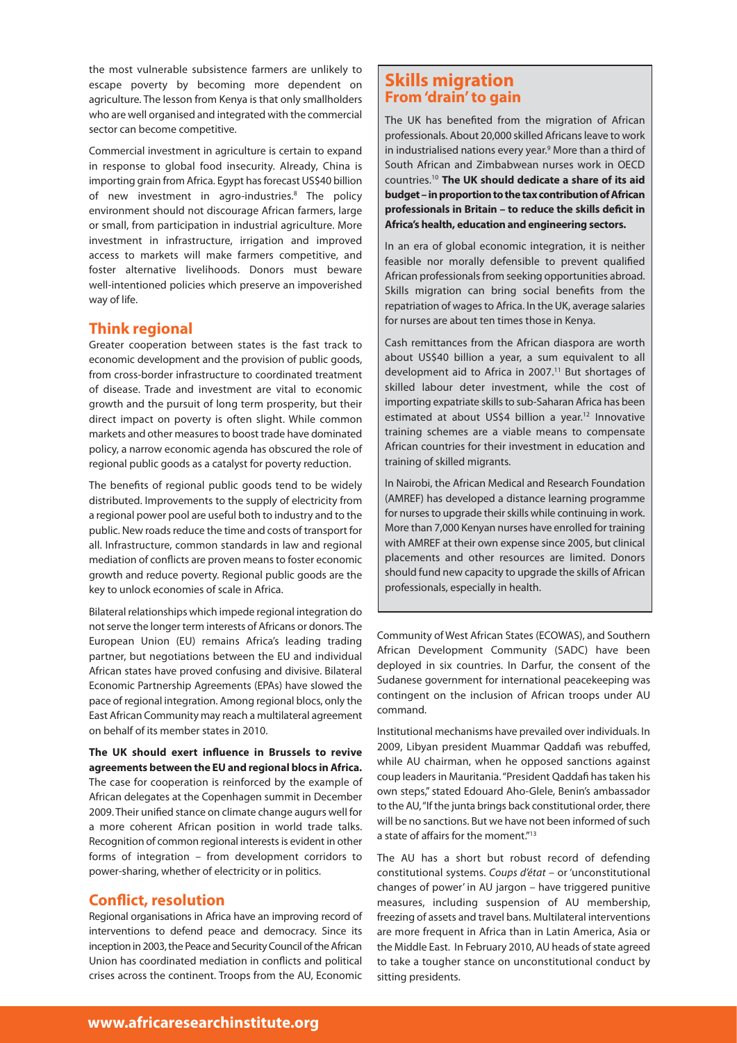the most vulnerable subsistence farmers are unlikely to escape poverty by becoming more dependent on agriculture. The lesson from Kenya is that only smallholders who are well organised and integrated with the commercial sector can become competitive.

Commercial investment in agriculture is certain to expand in response to global food insecurity. Already, China is importing grain from Africa. Egypt has forecast US$40 billion of new investment in agro-industries.[8] The policy environment should not discourage African farmers, large or small, from participation in industrial agriculture. More investment in infrastructure, irrigation and improved access to markets will make farmers competitive, and foster alternative livelihoods. Donors must beware well-intentioned policies which preserve an impoverished way of life.

## Think regional

Greater cooperation between states is the fast track to economic development and the provision of public goods, from cross-border infrastructure to coordinated treatment of disease. Trade and investment are vital to economic growth and the pursuit of long term prosperity, but their direct impact on poverty is often slight. While common markets and other measures to boost trade have dominated policy, a narrow economic agenda has obscured the role of regional public goods as a catalyst for poverty reduction.

The benefits of regional public goods tend to be widely distributed. Improvements to the supply of electricity from a regional power pool are useful both to industry and to the public. New roads reduce the time and costs of transport for all. Infrastructure, common standards in law and regional mediation of conflicts are proven means to foster economic growth and reduce poverty. Regional public goods are the key to unlock economies of scale in Africa.

Bilateral relationships which impede regional integration do not serve the longer term interests of Africans or donors. The European Union (EU) remains Africa's leading trading partner, but negotiations between the EU and individual African states have proved confusing and divisive. Bilateral Economic Partnership Agreements (EPAs) have slowed the pace of regional integration. Among regional blocs, only the East African Community may reach a multilateral agreement on behalf of its member states in 2010.

**The UK should exert influence in Brussels to revive agreements between the EU and regional blocs in Africa.** The case for cooperation is reinforced by the example of African delegates at the Copenhagen summit in December 2009. Their unified stance on climate change augurs well for a more coherent African position in world trade talks. Recognition of common regional interests is evident in other forms of integration – from development corridors to power-sharing, whether of electricity or in politics.

## Conflict, resolution

Regional organisations in Africa have an improving record of interventions to defend peace and democracy. Since its inception in 2003, the Peace and Security Council of the African Union has coordinated mediation in conflicts and political crises across the continent. Troops from the AU, Economic Community of West African States (ECOWAS), and Southern African Development Community (SADC) have been deployed in six countries. In Darfur, the consent of the Sudanese government for international peacekeeping was contingent on the inclusion of African troops under AU command.

Institutional mechanisms have prevailed over individuals. In 2009, Libyan president Muammar Qaddafi was rebuffed, while AU chairman, when he opposed sanctions against coup leaders in Mauritania. "President Qaddafi has taken his own steps," stated Edouard Aho-Glele, Benin's ambassador to the AU, "If the junta brings back constitutional order, there will be no sanctions. But we have not been informed of such a state of affairs for the moment."[13]

The AU has a short but robust record of defending constitutional systems. *Coups d'état* – or 'unconstitutional changes of power' in AU jargon – have triggered punitive measures, including suspension of AU membership, freezing of assets and travel bans. Multilateral interventions are more frequent in Africa than in Latin America, Asia or the Middle East. In February 2010, AU heads of state agreed to take a tougher stance on unconstitutional conduct by sitting presidents.

## Skills migration
### From 'drain' to gain

The UK has benefited from the migration of African professionals. About 20,000 skilled Africans leave to work in industrialised nations every year.[9] More than a third of South African and Zimbabwean nurses work in OECD countries.[10] **The UK should dedicate a share of its aid budget – in proportion to the tax contribution of African professionals in Britain – to reduce the skills deficit in Africa's health, education and engineering sectors.**

In an era of global economic integration, it is neither feasible nor morally defensible to prevent qualified African professionals from seeking opportunities abroad. Skills migration can bring social benefits from the repatriation of wages to Africa. In the UK, average salaries for nurses are about ten times those in Kenya.

Cash remittances from the African diaspora are worth about US$40 billion a year, a sum equivalent to all development aid to Africa in 2007.[11] But shortages of skilled labour deter investment, while the cost of importing expatriate skills to sub-Saharan Africa has been estimated at about US$4 billion a year.[12] Innovative training schemes are a viable means to compensate African countries for their investment in education and training of skilled migrants.

In Nairobi, the African Medical and Research Foundation (AMREF) has developed a distance learning programme for nurses to upgrade their skills while continuing in work. More than 7,000 Kenyan nurses have enrolled for training with AMREF at their own expense since 2005, but clinical placements and other resources are limited. Donors should fund new capacity to upgrade the skills of African professionals, especially in health.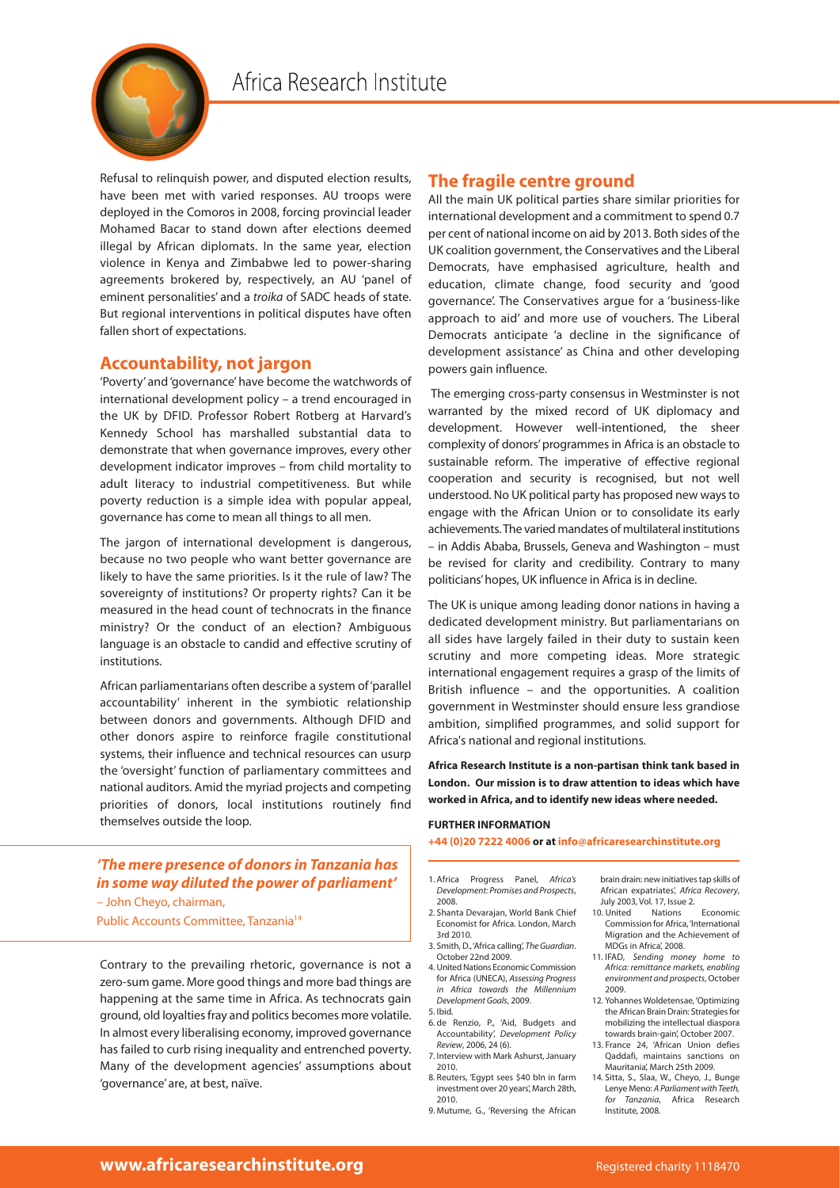Refusal to relinquish power, and disputed election results, have been met with varied responses. AU troops were deployed in the Comoros in 2008, forcing provincial leader Mohamed Bacar to stand down after elections deemed illegal by African diplomats. In the same year, election violence in Kenya and Zimbabwe led to power-sharing agreements brokered by, respectively, an AU 'panel of eminent personalities' and a *troika* of SADC heads of state. But regional interventions in political disputes have often fallen short of expectations.

## Accountability, not jargon

'Poverty' and 'governance' have become the watchwords of international development policy – a trend encouraged in the UK by DFID. Professor Robert Rotberg at Harvard's Kennedy School has marshalled substantial data to demonstrate that when governance improves, every other development indicator improves – from child mortality to adult literacy to industrial competitiveness. But while poverty reduction is a simple idea with popular appeal, governance has come to mean all things to all men.

The jargon of international development is dangerous, because no two people who want better governance are likely to have the same priorities. Is it the rule of law? The sovereignty of institutions? Or property rights? Can it be measured in the head count of technocrats in the finance ministry? Or the conduct of an election? Ambiguous language is an obstacle to candid and effective scrutiny of institutions.

African parliamentarians often describe a system of 'parallel accountability' inherent in the symbiotic relationship between donors and governments. Although DFID and other donors aspire to reinforce fragile constitutional systems, their influence and technical resources can usurp the 'oversight' function of parliamentary committees and national auditors. Amid the myriad projects and competing priorities of donors, local institutions routinely find themselves outside the loop.

> ***'The mere presence of donors in Tanzania has in some way diluted the power of parliament'***
> – John Cheyo, chairman,
> Public Accounts Committee, Tanzania[14]

Contrary to the prevailing rhetoric, governance is not a zero-sum game. More good things and more bad things are happening at the same time in Africa. As technocrats gain ground, old loyalties fray and politics becomes more volatile. In almost every liberalising economy, improved governance has failed to curb rising inequality and entrenched poverty. Many of the development agencies' assumptions about 'governance' are, at best, naïve.

## The fragile centre ground

All the main UK political parties share similar priorities for international development and a commitment to spend 0.7 per cent of national income on aid by 2013. Both sides of the UK coalition government, the Conservatives and the Liberal Democrats, have emphasised agriculture, health and education, climate change, food security and 'good governance'. The Conservatives argue for a 'business-like approach to aid' and more use of vouchers. The Liberal Democrats anticipate 'a decline in the significance of development assistance' as China and other developing powers gain influence.

The emerging cross-party consensus in Westminster is not warranted by the mixed record of UK diplomacy and development. However well-intentioned, the sheer complexity of donors' programmes in Africa is an obstacle to sustainable reform. The imperative of effective regional cooperation and security is recognised, but not well understood. No UK political party has proposed new ways to engage with the African Union or to consolidate its early achievements. The varied mandates of multilateral institutions – in Addis Ababa, Brussels, Geneva and Washington – must be revised for clarity and credibility. Contrary to many politicians' hopes, UK influence in Africa is in decline.

The UK is unique among leading donor nations in having a dedicated development ministry. But parliamentarians on all sides have largely failed in their duty to sustain keen scrutiny and more competing ideas. More strategic international engagement requires a grasp of the limits of British influence – and the opportunities. A coalition government in Westminster should ensure less grandiose ambition, simplified programmes, and solid support for Africa's national and regional institutions.

**Africa Research Institute is a non-partisan think tank based in London. Our mission is to draw attention to ideas which have worked in Africa, and to identify new ideas where needed.**

**FURTHER INFORMATION**

**+44 (0)20 7222 4006 or at info@africaresearchinstitute.org**

1. Africa Progress Panel, *Africa's Development: Promises and Prospects*, 2008.
2. Shanta Devarajan, World Bank Chief Economist for Africa. London, March 3rd 2010.
3. Smith, D., 'Africa calling', *The Guardian*. October 22nd 2009.
4. United Nations Economic Commission for Africa (UNECA), *Assessing Progress in Africa towards the Millennium Development Goals*, 2009.
5. Ibid.
6. de Renzio, P., 'Aid, Budgets and Accountability', *Development Policy Review*, 2006, 24 (6).
7. Interview with Mark Ashurst, January 2010.
8. Reuters, 'Egypt sees $40 bln in farm investment over 20 years', March 28th, 2010.
9. Mutume, G., 'Reversing the African brain drain: new initiatives tap skills of African expatriates', *Africa Recovery*, July 2003, Vol. 17, Issue 2.
10. United Nations Economic Commission for Africa, 'International Migration and the Achievement of MDGs in Africa', 2008.
11. IFAD, *Sending money home to Africa: remittance markets, enabling environment and prospects*, October 2009.
12. Yohannes Woldetensae, 'Optimizing the African Brain Drain: Strategies for mobilizing the intellectual diaspora towards brain-gain', October 2007.
13. France 24, 'African Union defies Qaddafi, maintains sanctions on Mauritania', March 25th 2009.
14. Sitta, S., Slaa, W., Cheyo, J., Bunge Lenye Meno: *A Parliament with Teeth, for Tanzania*, Africa Research Institute, 2008.